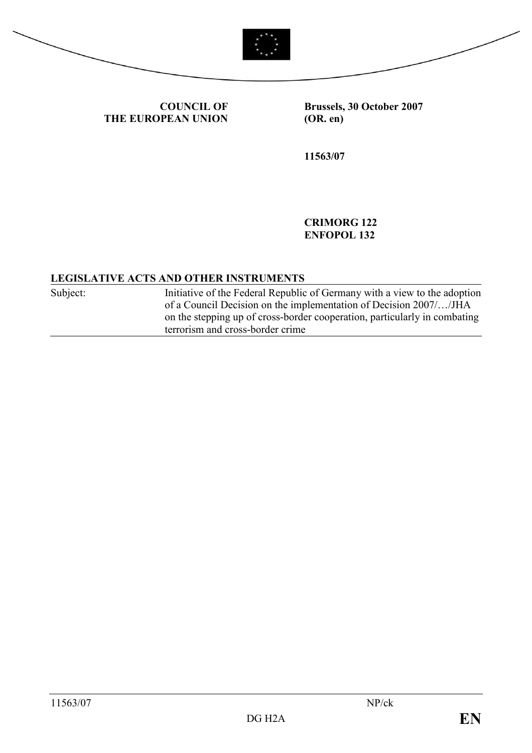**COUNCIL OF THE EUROPEAN UNION**

**Brussels, 30 October 2007 (OR. en)**

**11563/07**

**CRIMORG 122**
**ENFOPOL 132**

**LEGISLATIVE ACTS AND OTHER INSTRUMENTS**

| Subject: | Initiative of the Federal Republic of Germany with a view to the adoption of a Council Decision on the implementation of Decision 2007/…/JHA on the stepping up of cross-border cooperation, particularly in combating terrorism and cross-border crime |
|---|---|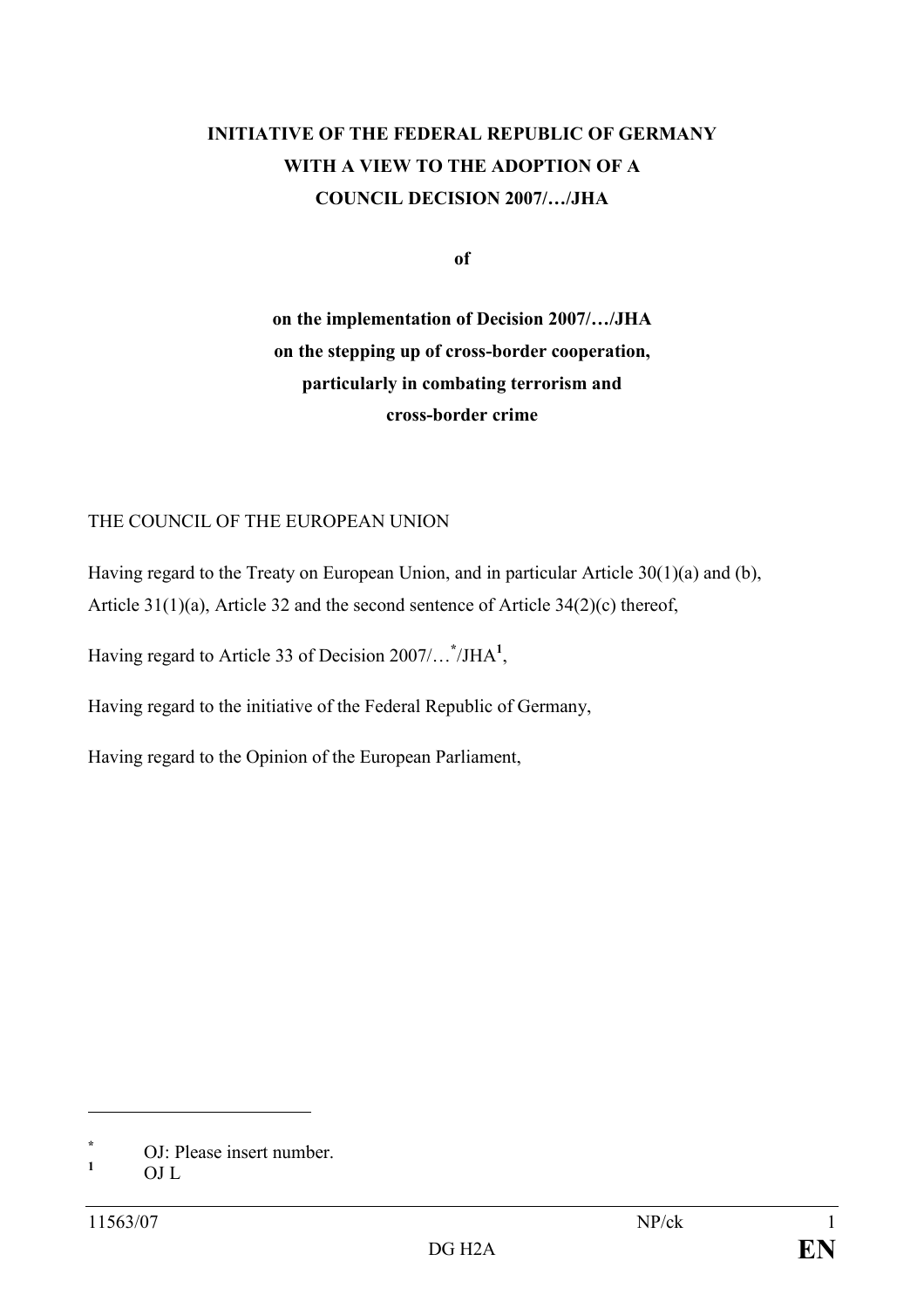**INITIATIVE OF THE FEDERAL REPUBLIC OF GERMANY WITH A VIEW TO THE ADOPTION OF A COUNCIL DECISION 2007/…/JHA**

**of**

**on the implementation of Decision 2007/…/JHA on the stepping up of cross-border cooperation, particularly in combating terrorism and cross-border crime**

THE COUNCIL OF THE EUROPEAN UNION

Having regard to the Treaty on European Union, and in particular Article 30(1)(a) and (b), Article 31(1)(a), Article 32 and the second sentence of Article 34(2)(c) thereof,

Having regard to Article 33 of Decision 2007/…[*]/JHA[1],

Having regard to the initiative of the Federal Republic of Germany,

Having regard to the Opinion of the European Parliament,

---

[*] OJ: Please insert number.

[1] OJ L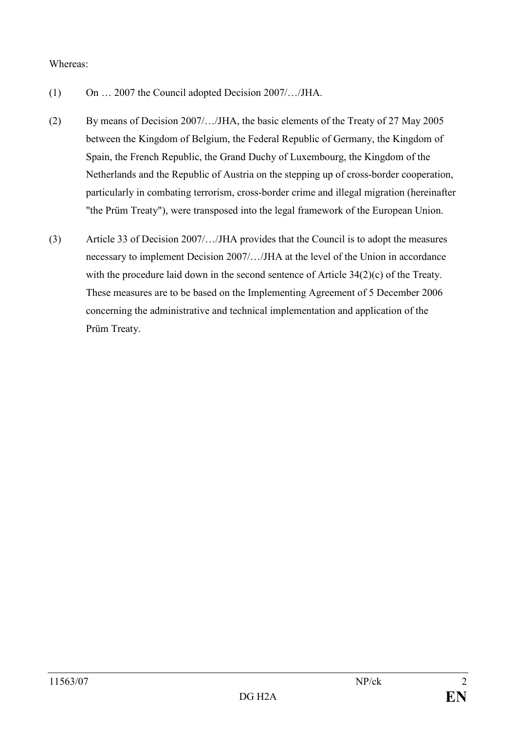Whereas:

(1) On … 2007 the Council adopted Decision 2007/…/JHA.

(2) By means of Decision 2007/…/JHA, the basic elements of the Treaty of 27 May 2005 between the Kingdom of Belgium, the Federal Republic of Germany, the Kingdom of Spain, the French Republic, the Grand Duchy of Luxembourg, the Kingdom of the Netherlands and the Republic of Austria on the stepping up of cross-border cooperation, particularly in combating terrorism, cross-border crime and illegal migration (hereinafter "the Prüm Treaty"), were transposed into the legal framework of the European Union.

(3) Article 33 of Decision 2007/…/JHA provides that the Council is to adopt the measures necessary to implement Decision 2007/…/JHA at the level of the Union in accordance with the procedure laid down in the second sentence of Article 34(2)(c) of the Treaty. These measures are to be based on the Implementing Agreement of 5 December 2006 concerning the administrative and technical implementation and application of the Prüm Treaty.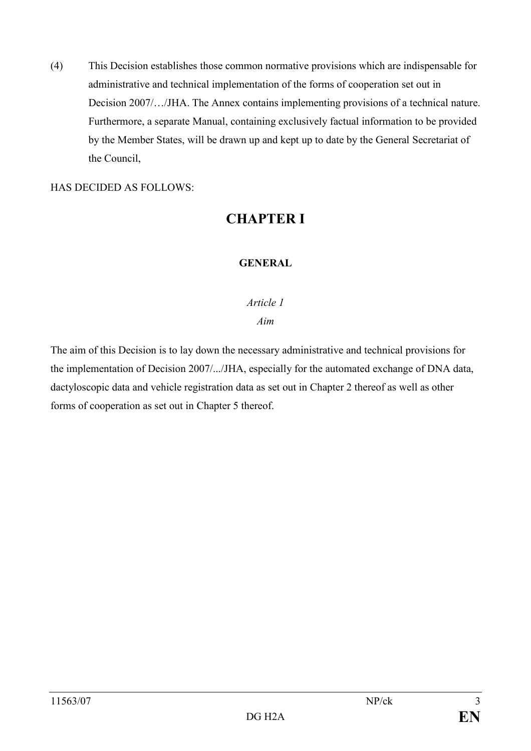(4) This Decision establishes those common normative provisions which are indispensable for administrative and technical implementation of the forms of cooperation set out in Decision 2007/…/JHA. The Annex contains implementing provisions of a technical nature. Furthermore, a separate Manual, containing exclusively factual information to be provided by the Member States, will be drawn up and kept up to date by the General Secretariat of the Council,

HAS DECIDED AS FOLLOWS:

# CHAPTER I

## GENERAL

*Article 1*

*Aim*

The aim of this Decision is to lay down the necessary administrative and technical provisions for the implementation of Decision 2007/.../JHA, especially for the automated exchange of DNA data, dactyloscopic data and vehicle registration data as set out in Chapter 2 thereof as well as other forms of cooperation as set out in Chapter 5 thereof.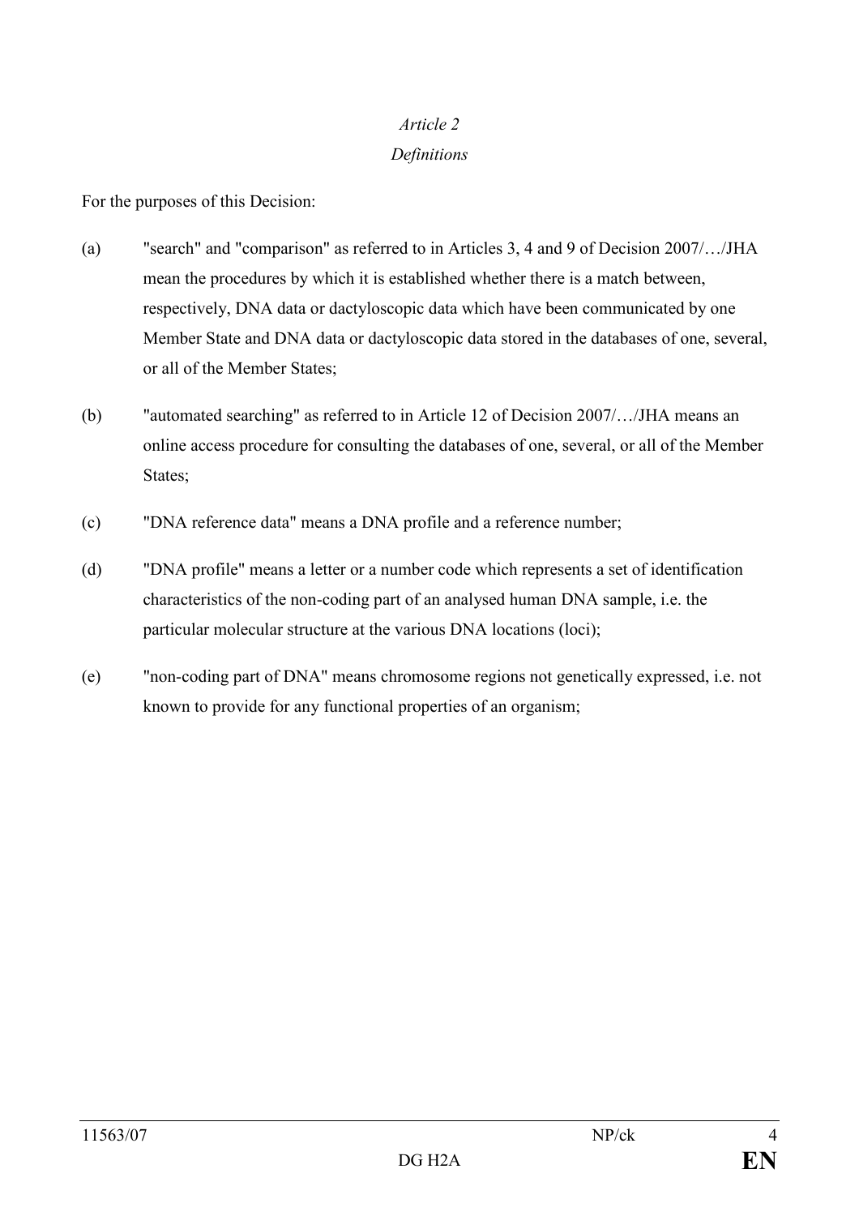*Article 2*

*Definitions*

For the purposes of this Decision:

(a) "search" and "comparison" as referred to in Articles 3, 4 and 9 of Decision 2007/…/JHA mean the procedures by which it is established whether there is a match between, respectively, DNA data or dactyloscopic data which have been communicated by one Member State and DNA data or dactyloscopic data stored in the databases of one, several, or all of the Member States;

(b) "automated searching" as referred to in Article 12 of Decision 2007/…/JHA means an online access procedure for consulting the databases of one, several, or all of the Member States;

(c) "DNA reference data" means a DNA profile and a reference number;

(d) "DNA profile" means a letter or a number code which represents a set of identification characteristics of the non-coding part of an analysed human DNA sample, i.e. the particular molecular structure at the various DNA locations (loci);

(e) "non-coding part of DNA" means chromosome regions not genetically expressed, i.e. not known to provide for any functional properties of an organism;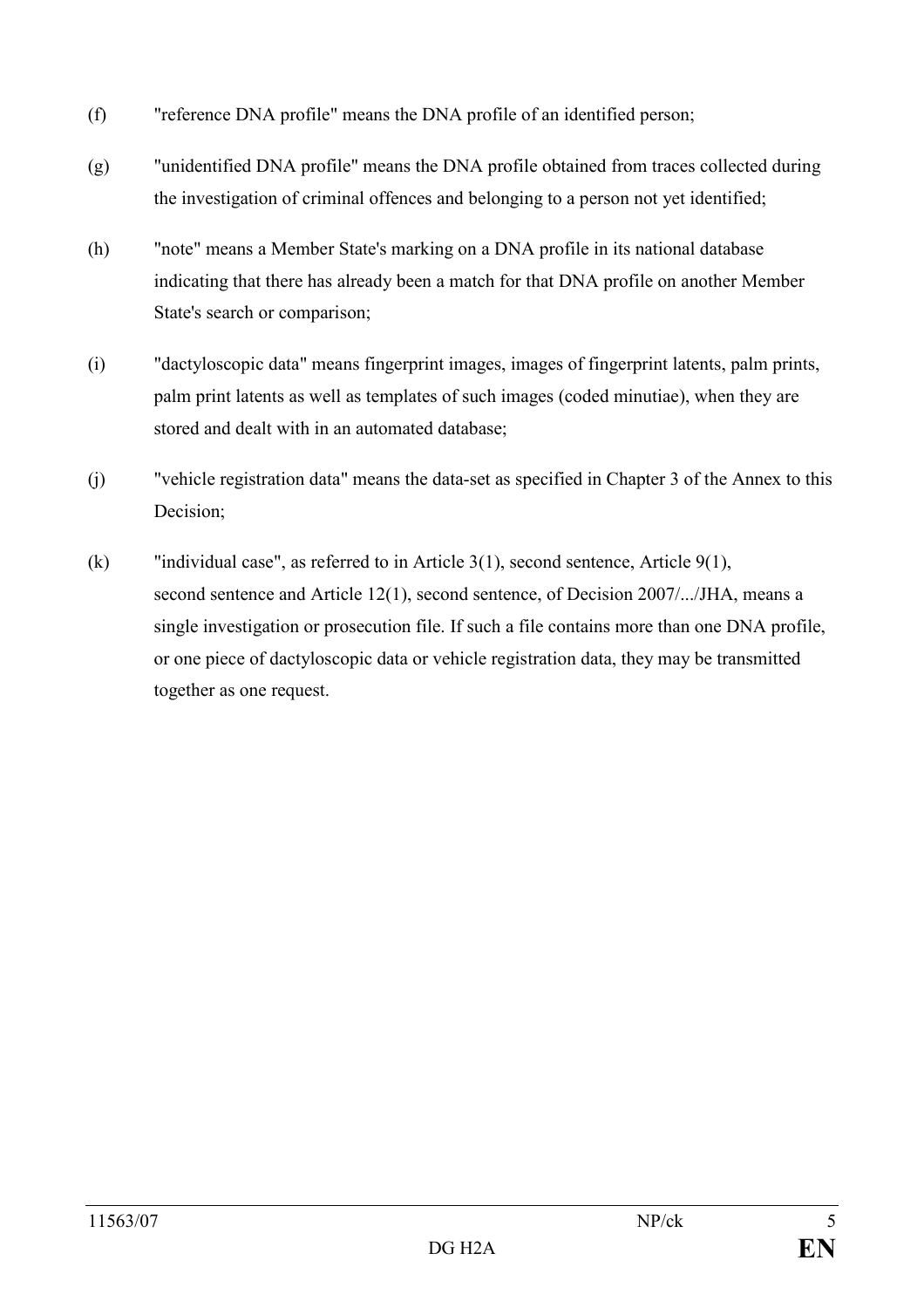(f) "reference DNA profile" means the DNA profile of an identified person;

(g) "unidentified DNA profile" means the DNA profile obtained from traces collected during the investigation of criminal offences and belonging to a person not yet identified;

(h) "note" means a Member State's marking on a DNA profile in its national database indicating that there has already been a match for that DNA profile on another Member State's search or comparison;

(i) "dactyloscopic data" means fingerprint images, images of fingerprint latents, palm prints, palm print latents as well as templates of such images (coded minutiae), when they are stored and dealt with in an automated database;

(j) "vehicle registration data" means the data-set as specified in Chapter 3 of the Annex to this Decision;

(k) "individual case", as referred to in Article 3(1), second sentence, Article 9(1), second sentence and Article 12(1), second sentence, of Decision 2007/.../JHA, means a single investigation or prosecution file. If such a file contains more than one DNA profile, or one piece of dactyloscopic data or vehicle registration data, they may be transmitted together as one request.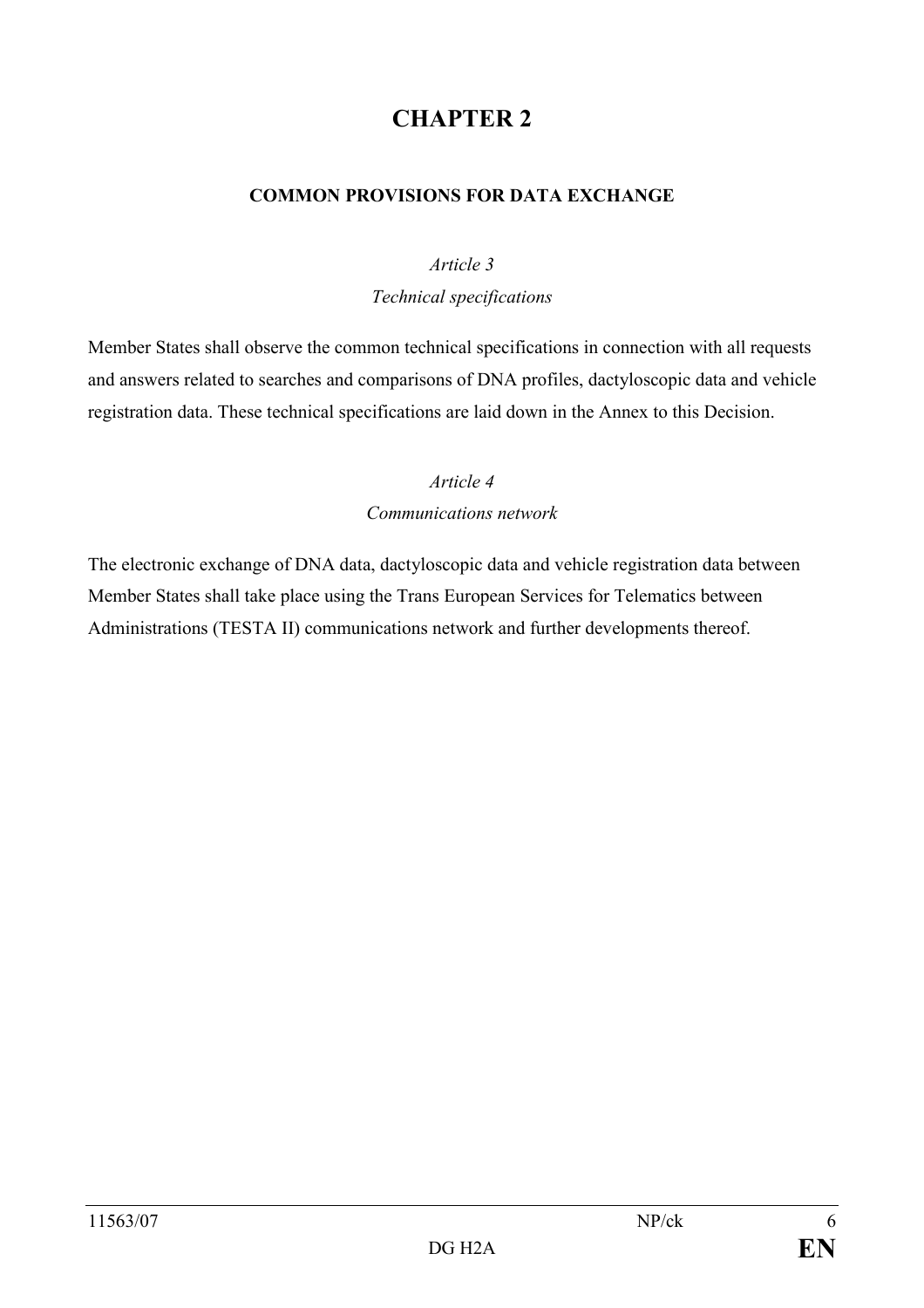# CHAPTER 2

## COMMON PROVISIONS FOR DATA EXCHANGE

*Article 3*

*Technical specifications*

Member States shall observe the common technical specifications in connection with all requests and answers related to searches and comparisons of DNA profiles, dactyloscopic data and vehicle registration data. These technical specifications are laid down in the Annex to this Decision.

*Article 4*

*Communications network*

The electronic exchange of DNA data, dactyloscopic data and vehicle registration data between Member States shall take place using the Trans European Services for Telematics between Administrations (TESTA II) communications network and further developments thereof.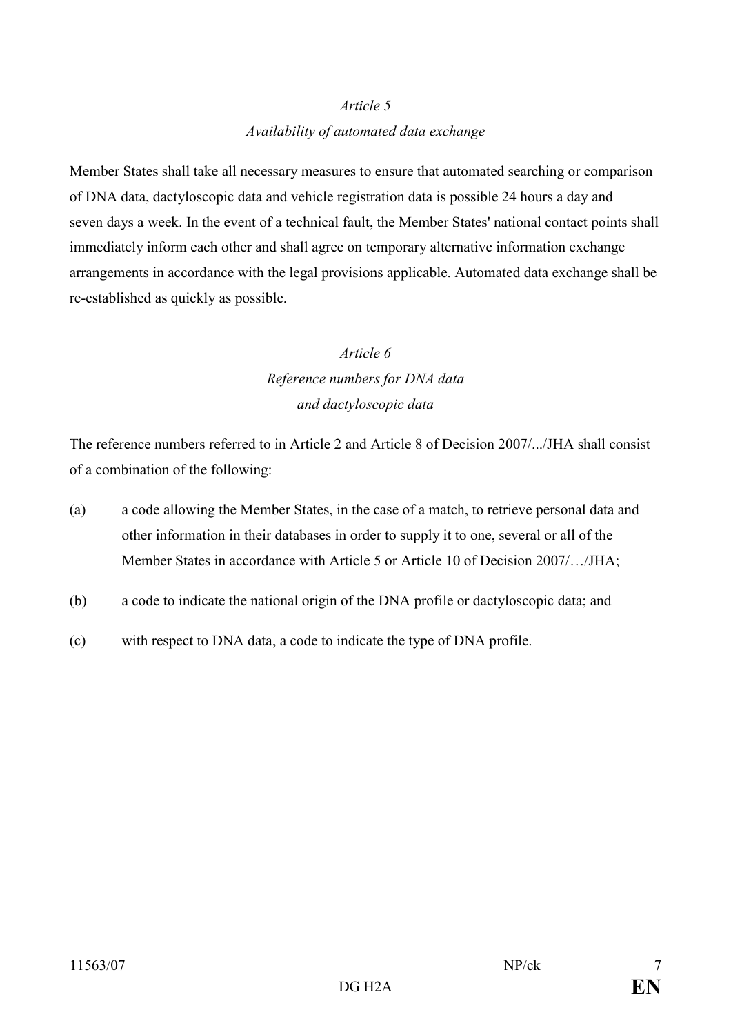*Article 5*

*Availability of automated data exchange*

Member States shall take all necessary measures to ensure that automated searching or comparison of DNA data, dactyloscopic data and vehicle registration data is possible 24 hours a day and seven days a week. In the event of a technical fault, the Member States' national contact points shall immediately inform each other and shall agree on temporary alternative information exchange arrangements in accordance with the legal provisions applicable. Automated data exchange shall be re-established as quickly as possible.

*Article 6*

*Reference numbers for DNA data and dactyloscopic data*

The reference numbers referred to in Article 2 and Article 8 of Decision 2007/.../JHA shall consist of a combination of the following:

(a) a code allowing the Member States, in the case of a match, to retrieve personal data and other information in their databases in order to supply it to one, several or all of the Member States in accordance with Article 5 or Article 10 of Decision 2007/…/JHA;

(b) a code to indicate the national origin of the DNA profile or dactyloscopic data; and

(c) with respect to DNA data, a code to indicate the type of DNA profile.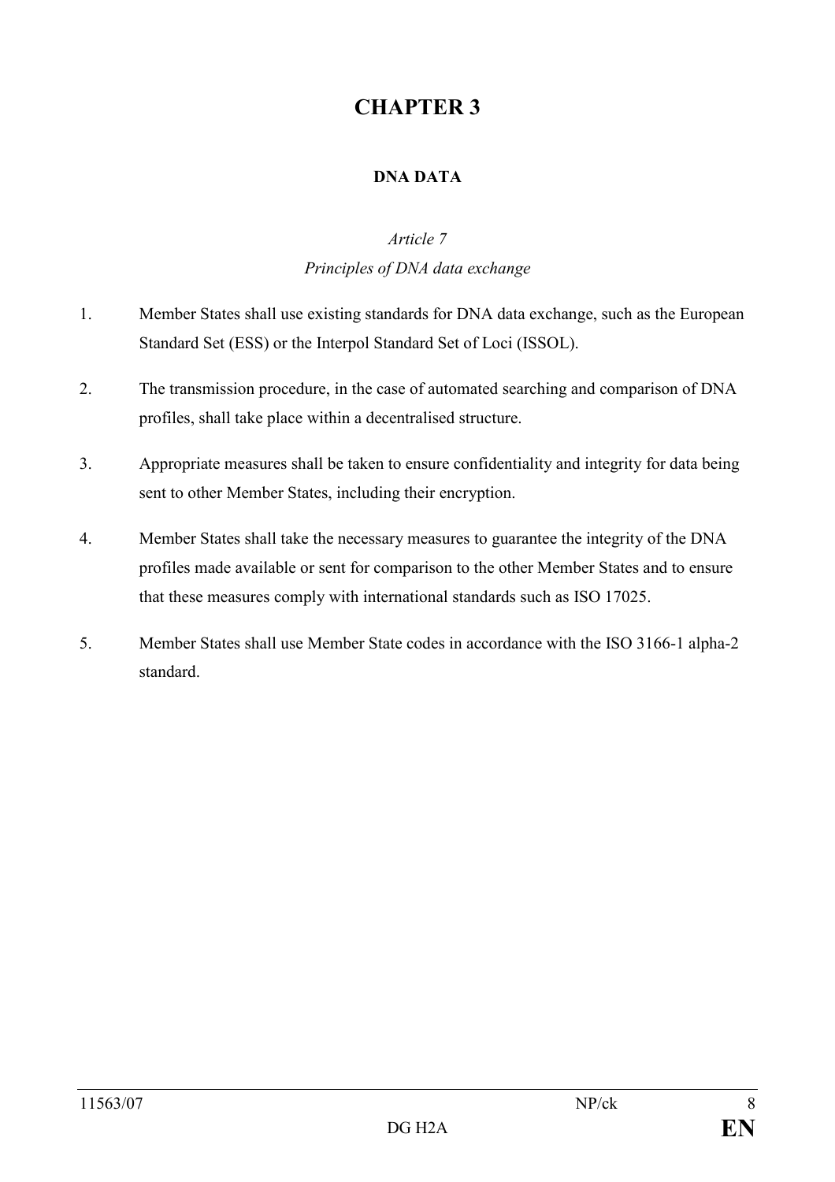# CHAPTER 3

## DNA DATA

### *Article 7*
### *Principles of DNA data exchange*

1. Member States shall use existing standards for DNA data exchange, such as the European Standard Set (ESS) or the Interpol Standard Set of Loci (ISSOL).

2. The transmission procedure, in the case of automated searching and comparison of DNA profiles, shall take place within a decentralised structure.

3. Appropriate measures shall be taken to ensure confidentiality and integrity for data being sent to other Member States, including their encryption.

4. Member States shall take the necessary measures to guarantee the integrity of the DNA profiles made available or sent for comparison to the other Member States and to ensure that these measures comply with international standards such as ISO 17025.

5. Member States shall use Member State codes in accordance with the ISO 3166-1 alpha-2 standard.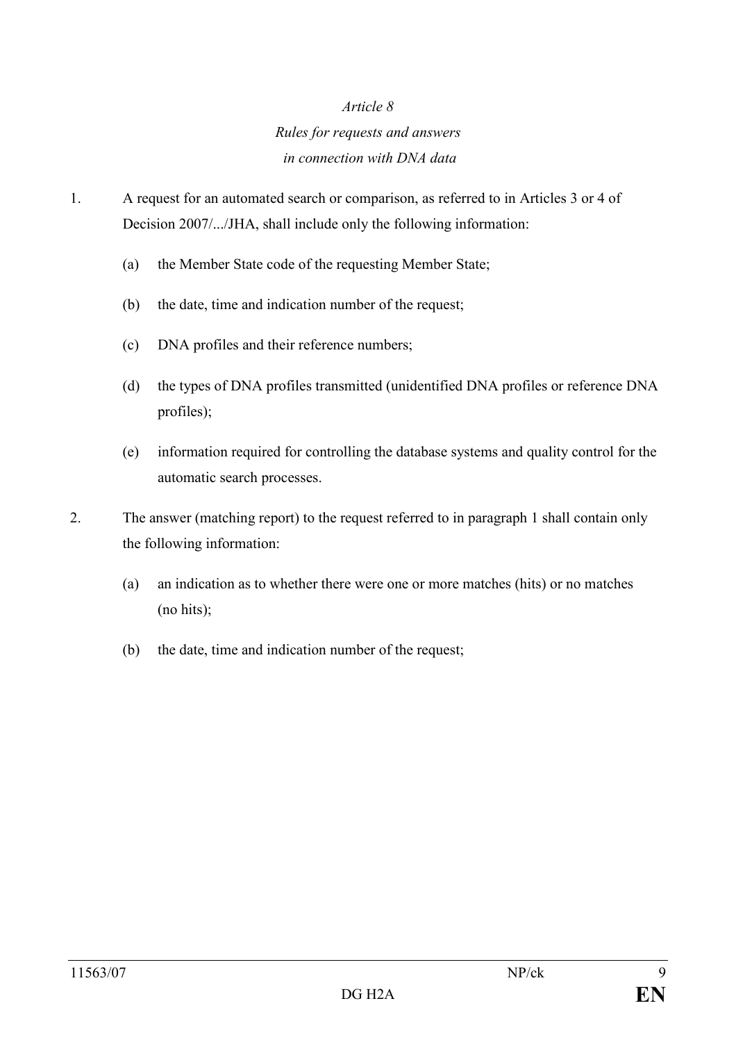*Article 8*

*Rules for requests and answers*

*in connection with DNA data*

1. A request for an automated search or comparison, as referred to in Articles 3 or 4 of Decision 2007/.../JHA, shall include only the following information:

   (a) the Member State code of the requesting Member State;

   (b) the date, time and indication number of the request;

   (c) DNA profiles and their reference numbers;

   (d) the types of DNA profiles transmitted (unidentified DNA profiles or reference DNA profiles);

   (e) information required for controlling the database systems and quality control for the automatic search processes.

2. The answer (matching report) to the request referred to in paragraph 1 shall contain only the following information:

   (a) an indication as to whether there were one or more matches (hits) or no matches (no hits);

   (b) the date, time and indication number of the request;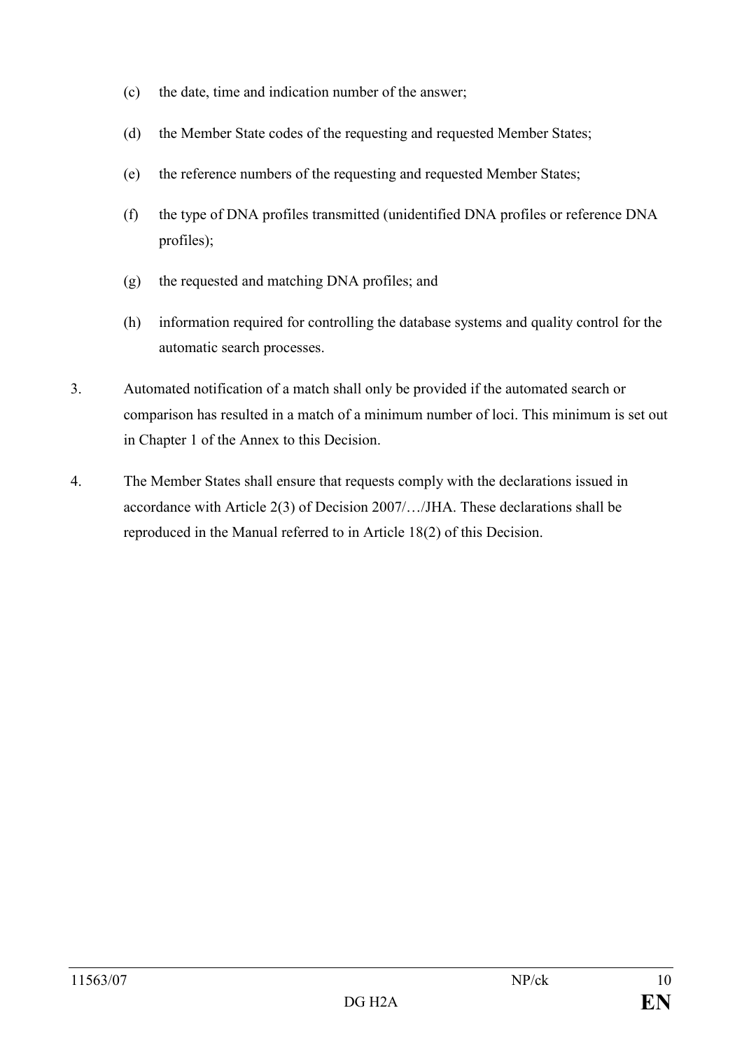(c) the date, time and indication number of the answer;

(d) the Member State codes of the requesting and requested Member States;

(e) the reference numbers of the requesting and requested Member States;

(f) the type of DNA profiles transmitted (unidentified DNA profiles or reference DNA profiles);

(g) the requested and matching DNA profiles; and

(h) information required for controlling the database systems and quality control for the automatic search processes.

3. Automated notification of a match shall only be provided if the automated search or comparison has resulted in a match of a minimum number of loci. This minimum is set out in Chapter 1 of the Annex to this Decision.

4. The Member States shall ensure that requests comply with the declarations issued in accordance with Article 2(3) of Decision 2007/…/JHA. These declarations shall be reproduced in the Manual referred to in Article 18(2) of this Decision.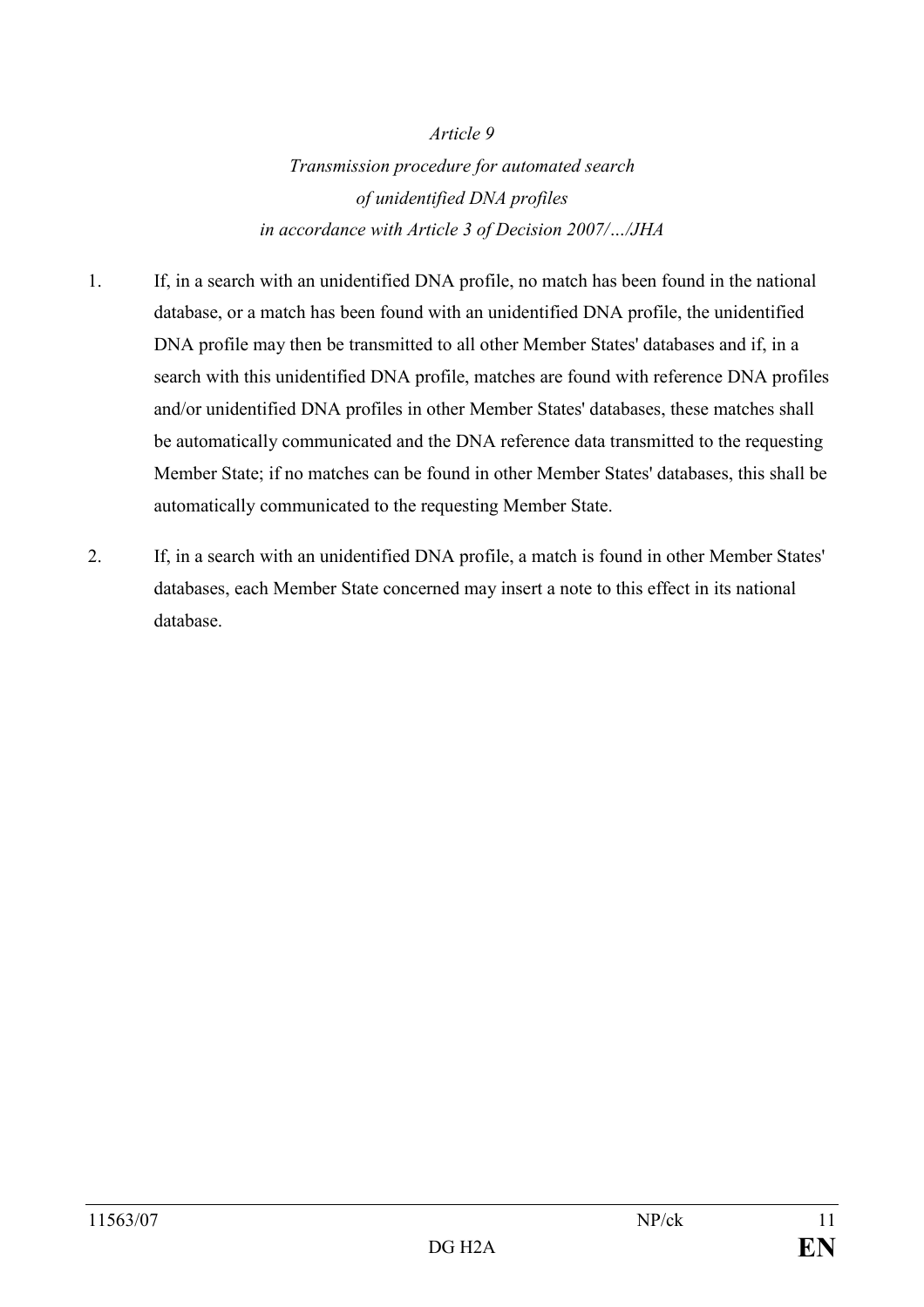*Article 9*

*Transmission procedure for automated search of unidentified DNA profiles in accordance with Article 3 of Decision 2007/…/JHA*

1. If, in a search with an unidentified DNA profile, no match has been found in the national database, or a match has been found with an unidentified DNA profile, the unidentified DNA profile may then be transmitted to all other Member States' databases and if, in a search with this unidentified DNA profile, matches are found with reference DNA profiles and/or unidentified DNA profiles in other Member States' databases, these matches shall be automatically communicated and the DNA reference data transmitted to the requesting Member State; if no matches can be found in other Member States' databases, this shall be automatically communicated to the requesting Member State.

2. If, in a search with an unidentified DNA profile, a match is found in other Member States' databases, each Member State concerned may insert a note to this effect in its national database.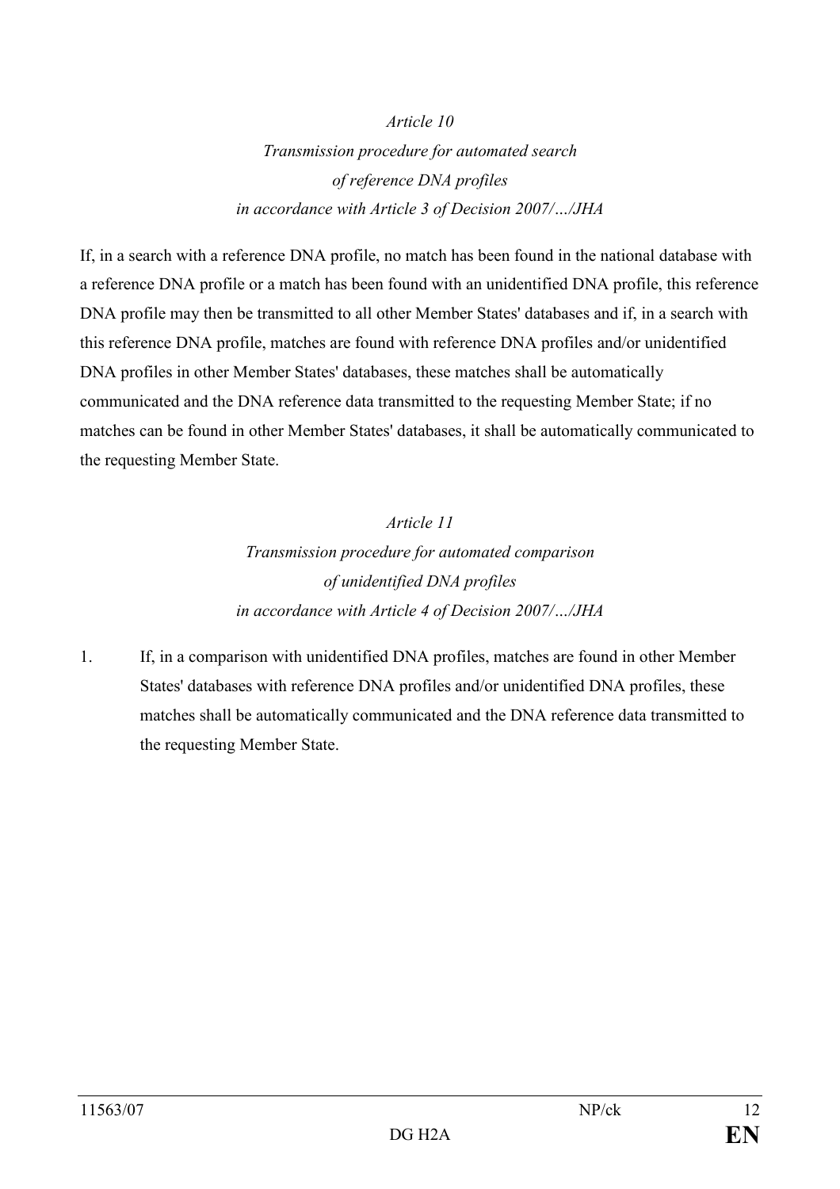*Article 10*

*Transmission procedure for automated search of reference DNA profiles in accordance with Article 3 of Decision 2007/…/JHA*

If, in a search with a reference DNA profile, no match has been found in the national database with a reference DNA profile or a match has been found with an unidentified DNA profile, this reference DNA profile may then be transmitted to all other Member States' databases and if, in a search with this reference DNA profile, matches are found with reference DNA profiles and/or unidentified DNA profiles in other Member States' databases, these matches shall be automatically communicated and the DNA reference data transmitted to the requesting Member State; if no matches can be found in other Member States' databases, it shall be automatically communicated to the requesting Member State.

*Article 11*

*Transmission procedure for automated comparison of unidentified DNA profiles in accordance with Article 4 of Decision 2007/…/JHA*

1. If, in a comparison with unidentified DNA profiles, matches are found in other Member States' databases with reference DNA profiles and/or unidentified DNA profiles, these matches shall be automatically communicated and the DNA reference data transmitted to the requesting Member State.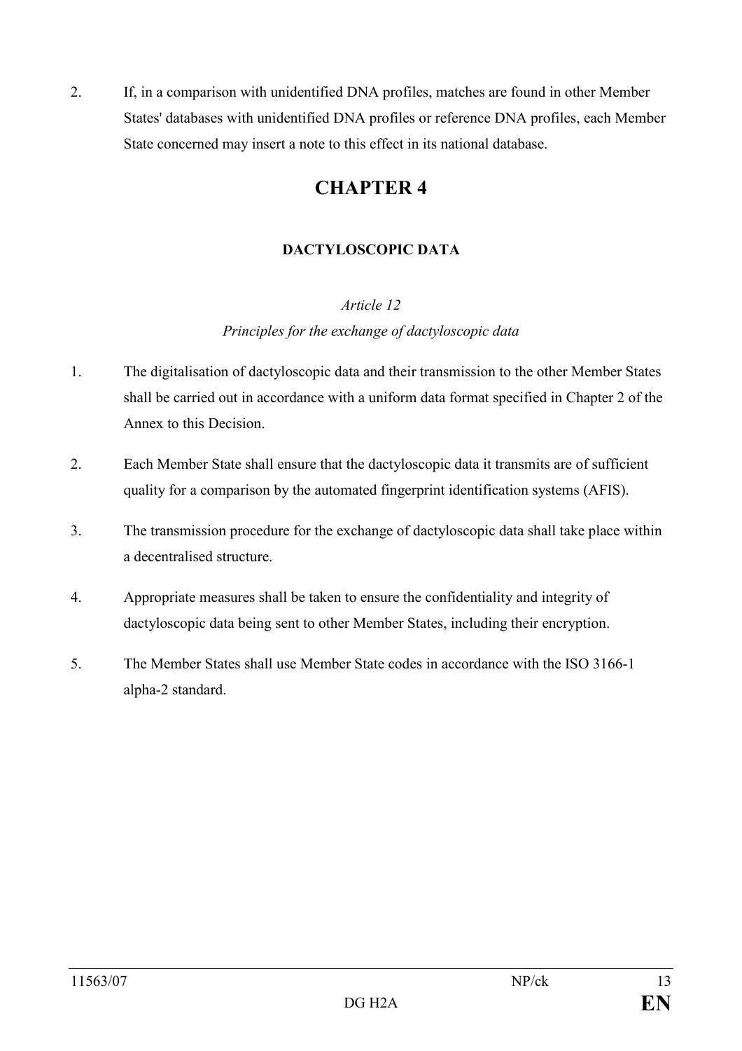2. If, in a comparison with unidentified DNA profiles, matches are found in other Member States' databases with unidentified DNA profiles or reference DNA profiles, each Member State concerned may insert a note to this effect in its national database.

# CHAPTER 4

## DACTYLOSCOPIC DATA

### *Article 12*

### *Principles for the exchange of dactyloscopic data*

1. The digitalisation of dactyloscopic data and their transmission to the other Member States shall be carried out in accordance with a uniform data format specified in Chapter 2 of the Annex to this Decision.

2. Each Member State shall ensure that the dactyloscopic data it transmits are of sufficient quality for a comparison by the automated fingerprint identification systems (AFIS).

3. The transmission procedure for the exchange of dactyloscopic data shall take place within a decentralised structure.

4. Appropriate measures shall be taken to ensure the confidentiality and integrity of dactyloscopic data being sent to other Member States, including their encryption.

5. The Member States shall use Member State codes in accordance with the ISO 3166-1 alpha-2 standard.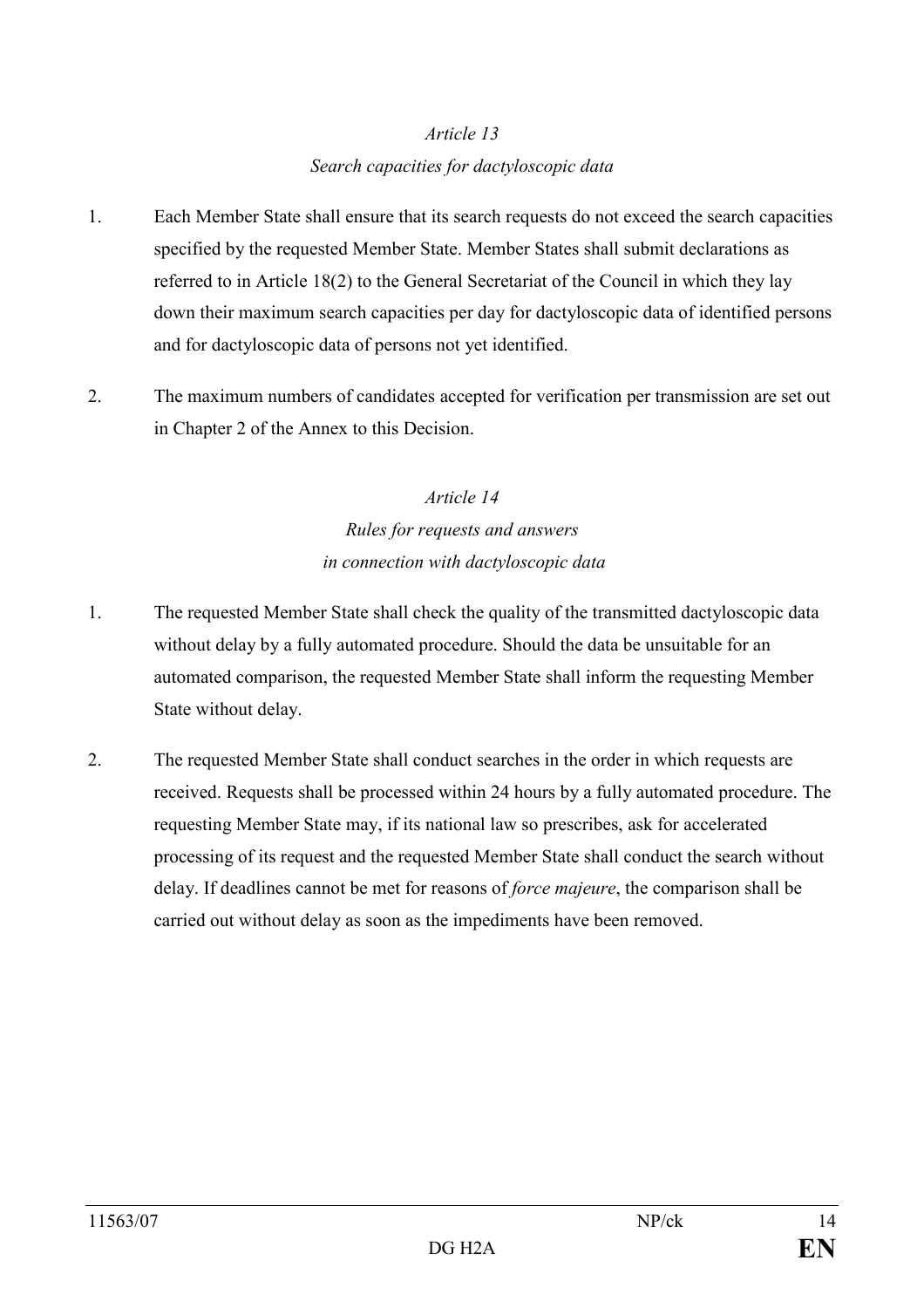*Article 13*

*Search capacities for dactyloscopic data*

1. Each Member State shall ensure that its search requests do not exceed the search capacities specified by the requested Member State. Member States shall submit declarations as referred to in Article 18(2) to the General Secretariat of the Council in which they lay down their maximum search capacities per day for dactyloscopic data of identified persons and for dactyloscopic data of persons not yet identified.

2. The maximum numbers of candidates accepted for verification per transmission are set out in Chapter 2 of the Annex to this Decision.

*Article 14*

*Rules for requests and answers in connection with dactyloscopic data*

1. The requested Member State shall check the quality of the transmitted dactyloscopic data without delay by a fully automated procedure. Should the data be unsuitable for an automated comparison, the requested Member State shall inform the requesting Member State without delay.

2. The requested Member State shall conduct searches in the order in which requests are received. Requests shall be processed within 24 hours by a fully automated procedure. The requesting Member State may, if its national law so prescribes, ask for accelerated processing of its request and the requested Member State shall conduct the search without delay. If deadlines cannot be met for reasons of *force majeure*, the comparison shall be carried out without delay as soon as the impediments have been removed.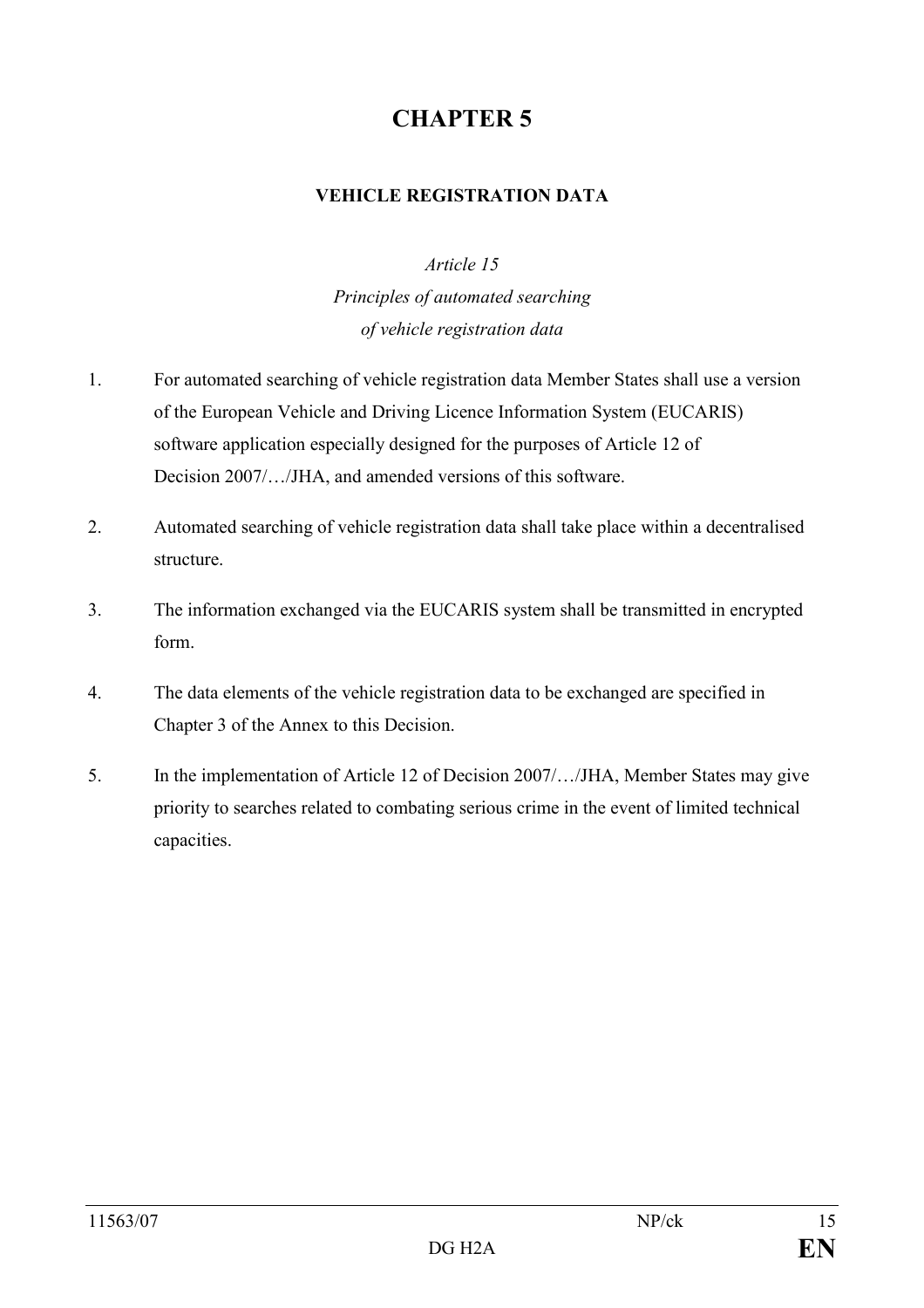# CHAPTER 5

## VEHICLE REGISTRATION DATA

*Article 15*
*Principles of automated searching of vehicle registration data*

1. For automated searching of vehicle registration data Member States shall use a version of the European Vehicle and Driving Licence Information System (EUCARIS) software application especially designed for the purposes of Article 12 of Decision 2007/…/JHA, and amended versions of this software.

2. Automated searching of vehicle registration data shall take place within a decentralised structure.

3. The information exchanged via the EUCARIS system shall be transmitted in encrypted form.

4. The data elements of the vehicle registration data to be exchanged are specified in Chapter 3 of the Annex to this Decision.

5. In the implementation of Article 12 of Decision 2007/…/JHA, Member States may give priority to searches related to combating serious crime in the event of limited technical capacities.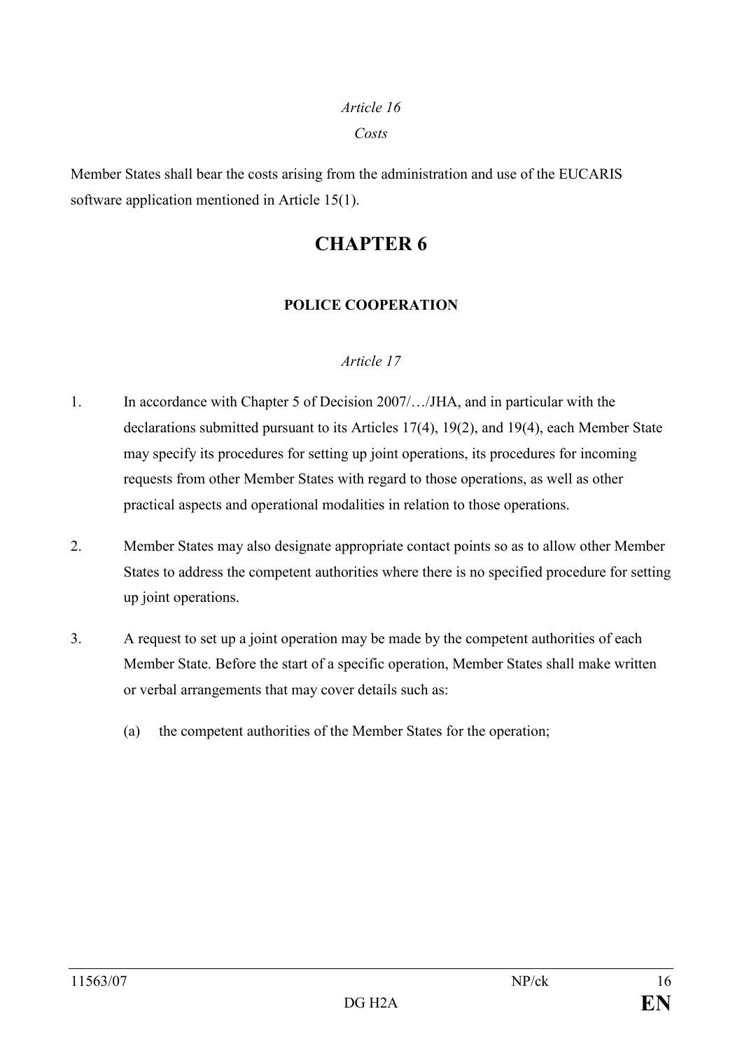*Article 16*

*Costs*

Member States shall bear the costs arising from the administration and use of the EUCARIS software application mentioned in Article 15(1).

# CHAPTER 6

## POLICE COOPERATION

*Article 17*

1. In accordance with Chapter 5 of Decision 2007/…/JHA, and in particular with the declarations submitted pursuant to its Articles 17(4), 19(2), and 19(4), each Member State may specify its procedures for setting up joint operations, its procedures for incoming requests from other Member States with regard to those operations, as well as other practical aspects and operational modalities in relation to those operations.

2. Member States may also designate appropriate contact points so as to allow other Member States to address the competent authorities where there is no specified procedure for setting up joint operations.

3. A request to set up a joint operation may be made by the competent authorities of each Member State. Before the start of a specific operation, Member States shall make written or verbal arrangements that may cover details such as:

   (a) the competent authorities of the Member States for the operation;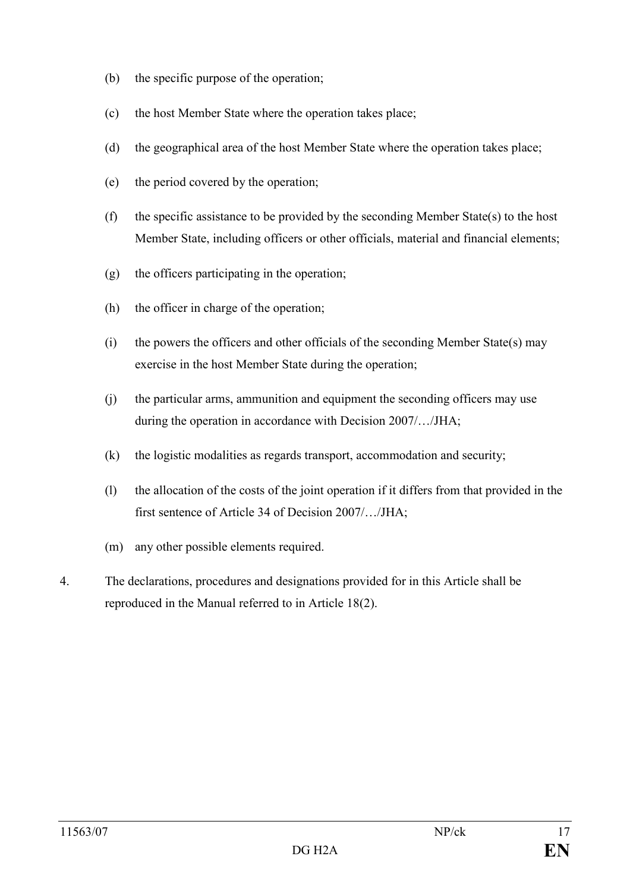(b) the specific purpose of the operation;

(c) the host Member State where the operation takes place;

(d) the geographical area of the host Member State where the operation takes place;

(e) the period covered by the operation;

(f) the specific assistance to be provided by the seconding Member State(s) to the host Member State, including officers or other officials, material and financial elements;

(g) the officers participating in the operation;

(h) the officer in charge of the operation;

(i) the powers the officers and other officials of the seconding Member State(s) may exercise in the host Member State during the operation;

(j) the particular arms, ammunition and equipment the seconding officers may use during the operation in accordance with Decision 2007/…/JHA;

(k) the logistic modalities as regards transport, accommodation and security;

(l) the allocation of the costs of the joint operation if it differs from that provided in the first sentence of Article 34 of Decision 2007/…/JHA;

(m) any other possible elements required.

4. The declarations, procedures and designations provided for in this Article shall be reproduced in the Manual referred to in Article 18(2).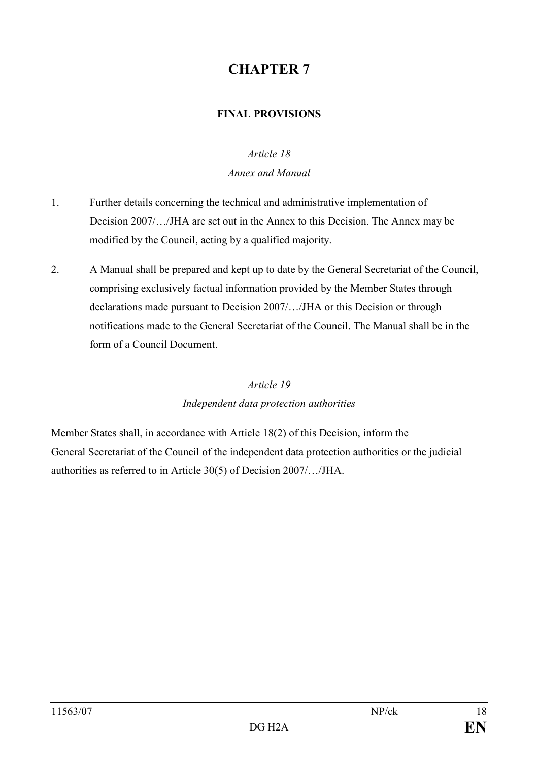# CHAPTER 7

## FINAL PROVISIONS

*Article 18*

*Annex and Manual*

1. Further details concerning the technical and administrative implementation of Decision 2007/…/JHA are set out in the Annex to this Decision. The Annex may be modified by the Council, acting by a qualified majority.

2. A Manual shall be prepared and kept up to date by the General Secretariat of the Council, comprising exclusively factual information provided by the Member States through declarations made pursuant to Decision 2007/…/JHA or this Decision or through notifications made to the General Secretariat of the Council. The Manual shall be in the form of a Council Document.

*Article 19*

*Independent data protection authorities*

Member States shall, in accordance with Article 18(2) of this Decision, inform the General Secretariat of the Council of the independent data protection authorities or the judicial authorities as referred to in Article 30(5) of Decision 2007/…/JHA.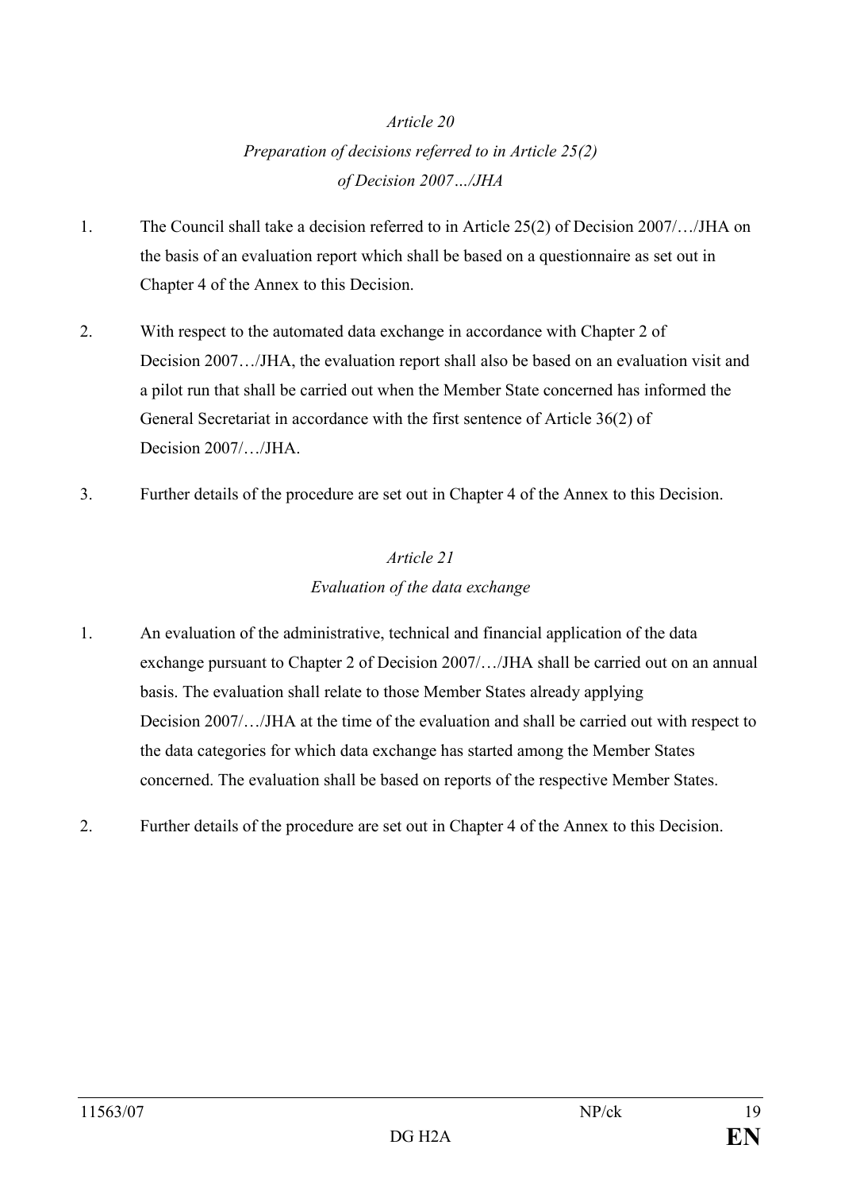*Article 20*

*Preparation of decisions referred to in Article 25(2) of Decision 2007…/JHA*

1. The Council shall take a decision referred to in Article 25(2) of Decision 2007/…/JHA on the basis of an evaluation report which shall be based on a questionnaire as set out in Chapter 4 of the Annex to this Decision.

2. With respect to the automated data exchange in accordance with Chapter 2 of Decision 2007…/JHA, the evaluation report shall also be based on an evaluation visit and a pilot run that shall be carried out when the Member State concerned has informed the General Secretariat in accordance with the first sentence of Article 36(2) of Decision 2007/…/JHA.

3. Further details of the procedure are set out in Chapter 4 of the Annex to this Decision.

*Article 21*

*Evaluation of the data exchange*

1. An evaluation of the administrative, technical and financial application of the data exchange pursuant to Chapter 2 of Decision 2007/…/JHA shall be carried out on an annual basis. The evaluation shall relate to those Member States already applying Decision 2007/…/JHA at the time of the evaluation and shall be carried out with respect to the data categories for which data exchange has started among the Member States concerned. The evaluation shall be based on reports of the respective Member States.

2. Further details of the procedure are set out in Chapter 4 of the Annex to this Decision.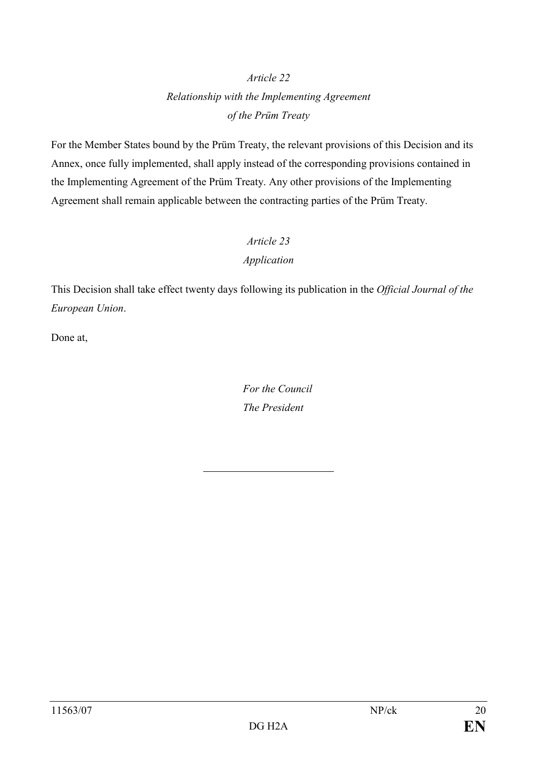*Article 22*

*Relationship with the Implementing Agreement of the Prüm Treaty*

For the Member States bound by the Prüm Treaty, the relevant provisions of this Decision and its Annex, once fully implemented, shall apply instead of the corresponding provisions contained in the Implementing Agreement of the Prüm Treaty. Any other provisions of the Implementing Agreement shall remain applicable between the contracting parties of the Prüm Treaty.

*Article 23*

*Application*

This Decision shall take effect twenty days following its publication in the *Official Journal of the European Union*.

Done at,

*For the Council*
*The President*

---